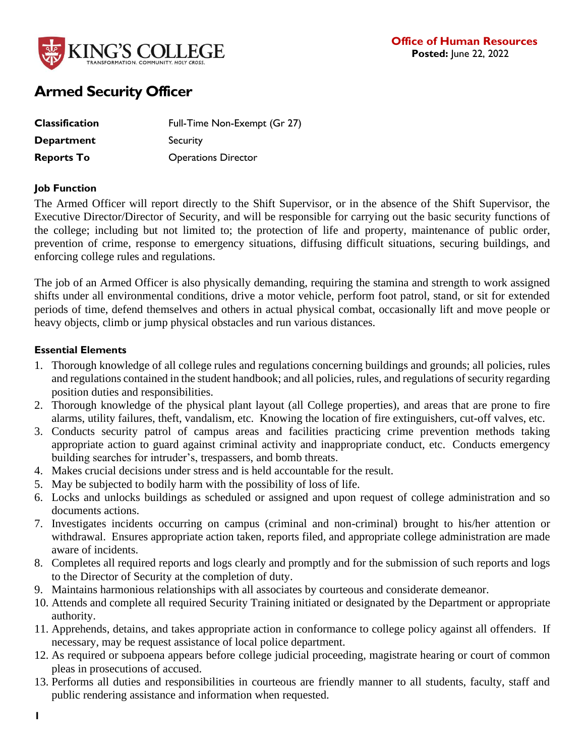KING'S COLLEGE
TRANSFORMATION. COMMUNITY. *HOLY CROSS.*

**Office of Human Resources**
**Posted:** June 22, 2022

# Armed Security Officer

| | |
|---|---|
| **Classification** | Full-Time Non-Exempt (Gr 27) |
| **Department** | Security |
| **Reports To** | Operations Director |

### Job Function

The Armed Officer will report directly to the Shift Supervisor, or in the absence of the Shift Supervisor, the Executive Director/Director of Security, and will be responsible for carrying out the basic security functions of the college; including but not limited to; the protection of life and property, maintenance of public order, prevention of crime, response to emergency situations, diffusing difficult situations, securing buildings, and enforcing college rules and regulations.

The job of an Armed Officer is also physically demanding, requiring the stamina and strength to work assigned shifts under all environmental conditions, drive a motor vehicle, perform foot patrol, stand, or sit for extended periods of time, defend themselves and others in actual physical combat, occasionally lift and move people or heavy objects, climb or jump physical obstacles and run various distances.

### Essential Elements

1. Thorough knowledge of all college rules and regulations concerning buildings and grounds; all policies, rules and regulations contained in the student handbook; and all policies, rules, and regulations of security regarding position duties and responsibilities.
2. Thorough knowledge of the physical plant layout (all College properties), and areas that are prone to fire alarms, utility failures, theft, vandalism, etc. Knowing the location of fire extinguishers, cut-off valves, etc.
3. Conducts security patrol of campus areas and facilities practicing crime prevention methods taking appropriate action to guard against criminal activity and inappropriate conduct, etc. Conducts emergency building searches for intruder's, trespassers, and bomb threats.
4. Makes crucial decisions under stress and is held accountable for the result.
5. May be subjected to bodily harm with the possibility of loss of life.
6. Locks and unlocks buildings as scheduled or assigned and upon request of college administration and so documents actions.
7. Investigates incidents occurring on campus (criminal and non-criminal) brought to his/her attention or withdrawal. Ensures appropriate action taken, reports filed, and appropriate college administration are made aware of incidents.
8. Completes all required reports and logs clearly and promptly and for the submission of such reports and logs to the Director of Security at the completion of duty.
9. Maintains harmonious relationships with all associates by courteous and considerate demeanor.
10. Attends and complete all required Security Training initiated or designated by the Department or appropriate authority.
11. Apprehends, detains, and takes appropriate action in conformance to college policy against all offenders. If necessary, may be request assistance of local police department.
12. As required or subpoena appears before college judicial proceeding, magistrate hearing or court of common pleas in prosecutions of accused.
13. Performs all duties and responsibilities in courteous are friendly manner to all students, faculty, staff and public rendering assistance and information when requested.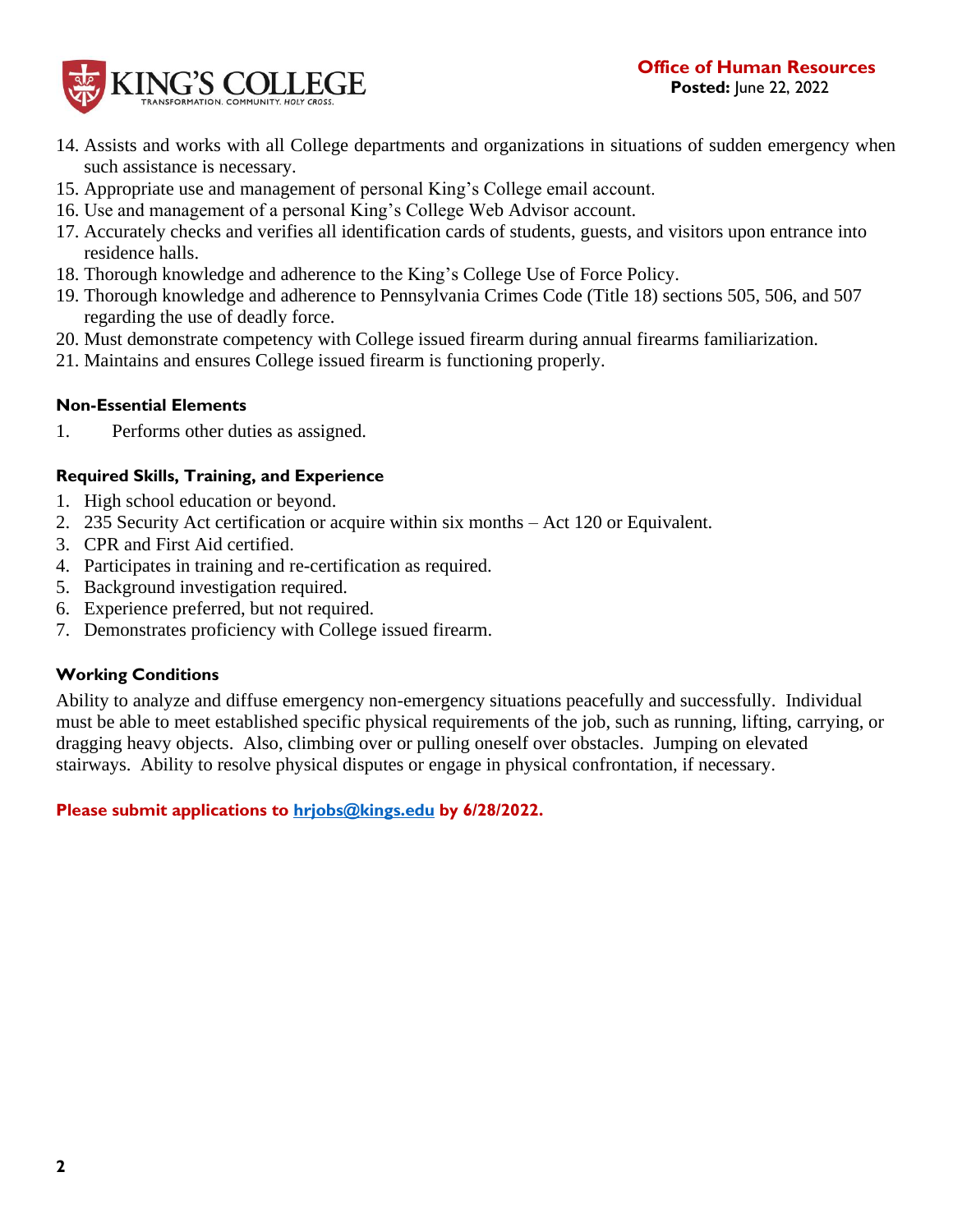14. Assists and works with all College departments and organizations in situations of sudden emergency when such assistance is necessary.
15. Appropriate use and management of personal King's College email account.
16. Use and management of a personal King's College Web Advisor account.
17. Accurately checks and verifies all identification cards of students, guests, and visitors upon entrance into residence halls.
18. Thorough knowledge and adherence to the King's College Use of Force Policy.
19. Thorough knowledge and adherence to Pennsylvania Crimes Code (Title 18) sections 505, 506, and 507 regarding the use of deadly force.
20. Must demonstrate competency with College issued firearm during annual firearms familiarization.
21. Maintains and ensures College issued firearm is functioning properly.

#### Non-Essential Elements

1. Performs other duties as assigned.

#### Required Skills, Training, and Experience

1. High school education or beyond.
2. 235 Security Act certification or acquire within six months – Act 120 or Equivalent.
3. CPR and First Aid certified.
4. Participates in training and re-certification as required.
5. Background investigation required.
6. Experience preferred, but not required.
7. Demonstrates proficiency with College issued firearm.

#### Working Conditions

Ability to analyze and diffuse emergency non-emergency situations peacefully and successfully. Individual must be able to meet established specific physical requirements of the job, such as running, lifting, carrying, or dragging heavy objects. Also, climbing over or pulling oneself over obstacles. Jumping on elevated stairways. Ability to resolve physical disputes or engage in physical confrontation, if necessary.

**Please submit applications to hrjobs@kings.edu by 6/28/2022.**